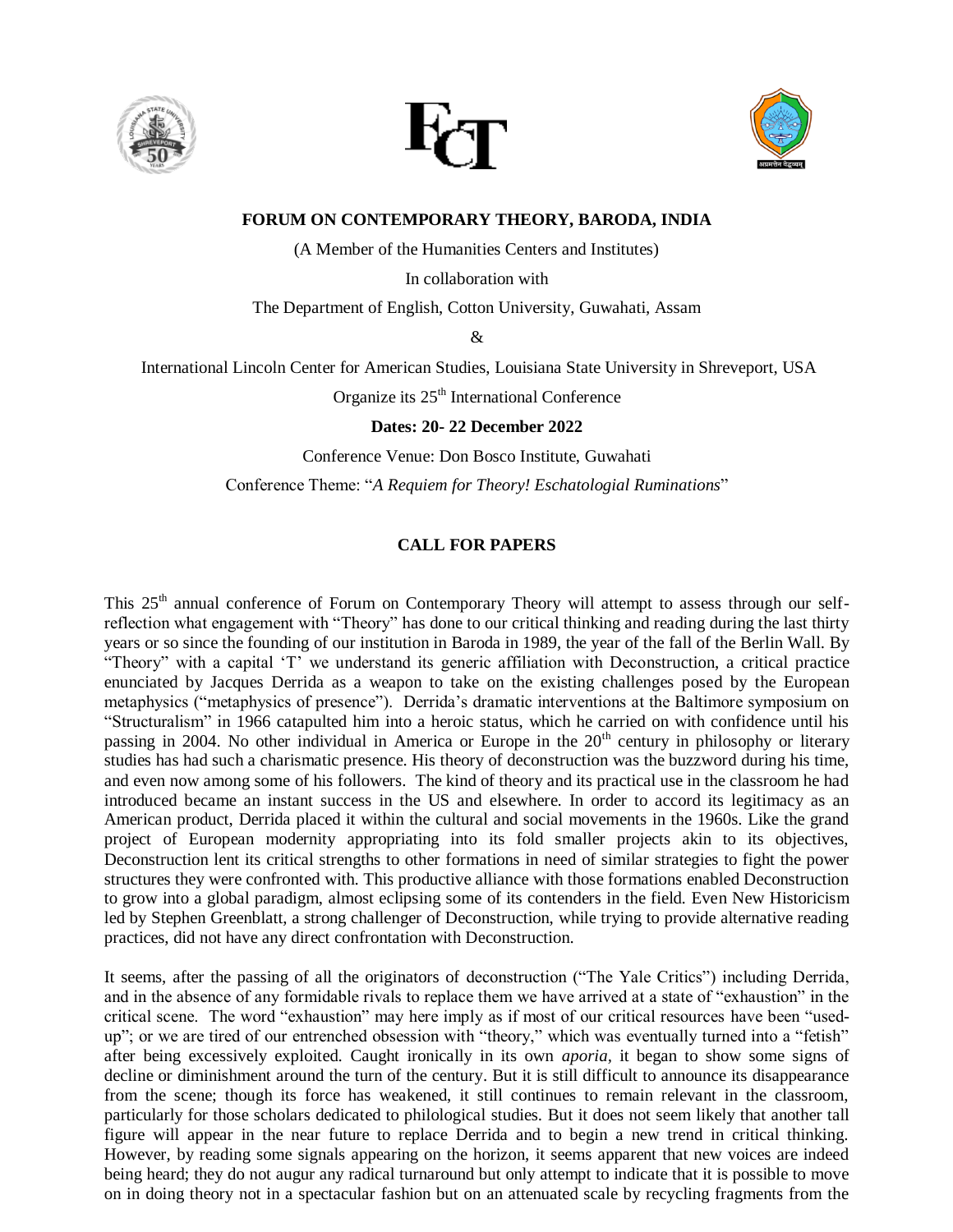**FORUM ON CONTEMPORARY THEORY, BARODA, INDIA**

(A Member of the Humanities Centers and Institutes)

In collaboration with

The Department of English, Cotton University, Guwahati, Assam

&

International Lincoln Center for American Studies, Louisiana State University in Shreveport, USA

Organize its 25th International Conference

**Dates: 20- 22 December 2022**

Conference Venue: Don Bosco Institute, Guwahati

Conference Theme: "*A Requiem for Theory! Eschatologial Ruminations*"

## CALL FOR PAPERS

This 25th annual conference of Forum on Contemporary Theory will attempt to assess through our self-reflection what engagement with "Theory" has done to our critical thinking and reading during the last thirty years or so since the founding of our institution in Baroda in 1989, the year of the fall of the Berlin Wall. By "Theory" with a capital 'T' we understand its generic affiliation with Deconstruction, a critical practice enunciated by Jacques Derrida as a weapon to take on the existing challenges posed by the European metaphysics ("metaphysics of presence"). Derrida's dramatic interventions at the Baltimore symposium on "Structuralism" in 1966 catapulted him into a heroic status, which he carried on with confidence until his passing in 2004. No other individual in America or Europe in the 20th century in philosophy or literary studies has had such a charismatic presence. His theory of deconstruction was the buzzword during his time, and even now among some of his followers. The kind of theory and its practical use in the classroom he had introduced became an instant success in the US and elsewhere. In order to accord its legitimacy as an American product, Derrida placed it within the cultural and social movements in the 1960s. Like the grand project of European modernity appropriating into its fold smaller projects akin to its objectives, Deconstruction lent its critical strengths to other formations in need of similar strategies to fight the power structures they were confronted with. This productive alliance with those formations enabled Deconstruction to grow into a global paradigm, almost eclipsing some of its contenders in the field. Even New Historicism led by Stephen Greenblatt, a strong challenger of Deconstruction, while trying to provide alternative reading practices, did not have any direct confrontation with Deconstruction.

It seems, after the passing of all the originators of deconstruction ("The Yale Critics") including Derrida, and in the absence of any formidable rivals to replace them we have arrived at a state of "exhaustion" in the critical scene. The word "exhaustion" may here imply as if most of our critical resources have been "used-up"; or we are tired of our entrenched obsession with "theory," which was eventually turned into a "fetish" after being excessively exploited. Caught ironically in its own *aporia*, it began to show some signs of decline or diminishment around the turn of the century. But it is still difficult to announce its disappearance from the scene; though its force has weakened, it still continues to remain relevant in the classroom, particularly for those scholars dedicated to philological studies. But it does not seem likely that another tall figure will appear in the near future to replace Derrida and to begin a new trend in critical thinking. However, by reading some signals appearing on the horizon, it seems apparent that new voices are indeed being heard; they do not augur any radical turnaround but only attempt to indicate that it is possible to move on in doing theory not in a spectacular fashion but on an attenuated scale by recycling fragments from the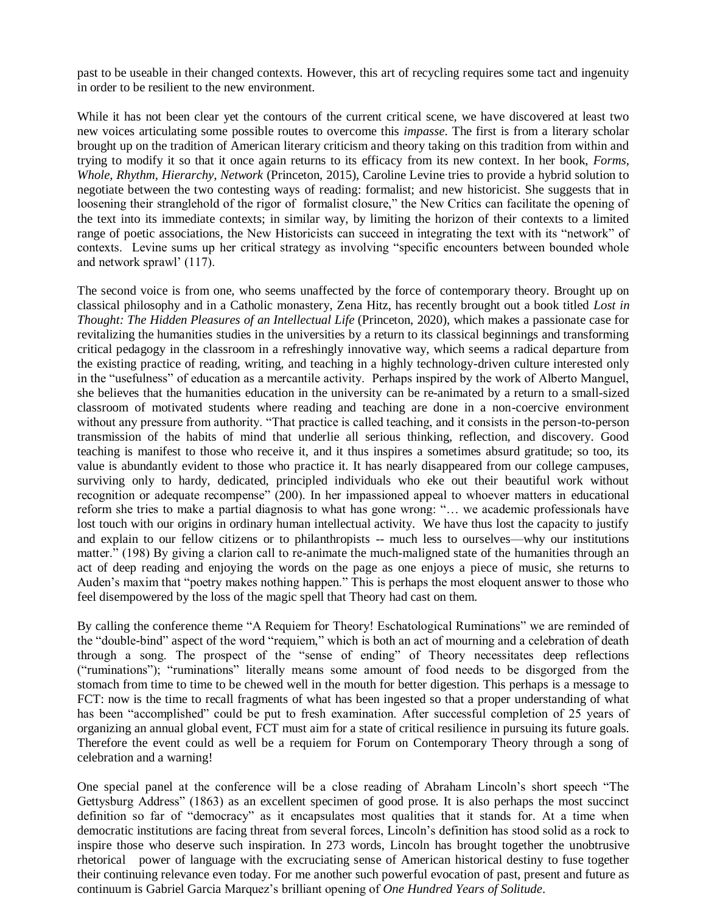past to be useable in their changed contexts. However, this art of recycling requires some tact and ingenuity in order to be resilient to the new environment.

While it has not been clear yet the contours of the current critical scene, we have discovered at least two new voices articulating some possible routes to overcome this *impasse*. The first is from a literary scholar brought up on the tradition of American literary criticism and theory taking on this tradition from within and trying to modify it so that it once again returns to its efficacy from its new context. In her book, *Forms, Whole, Rhythm, Hierarchy, Network* (Princeton, 2015), Caroline Levine tries to provide a hybrid solution to negotiate between the two contesting ways of reading: formalist; and new historicist. She suggests that in loosening their stranglehold of the rigor of formalist closure," the New Critics can facilitate the opening of the text into its immediate contexts; in similar way, by limiting the horizon of their contexts to a limited range of poetic associations, the New Historicists can succeed in integrating the text with its "network" of contexts. Levine sums up her critical strategy as involving "specific encounters between bounded whole and network sprawl' (117).

The second voice is from one, who seems unaffected by the force of contemporary theory. Brought up on classical philosophy and in a Catholic monastery, Zena Hitz, has recently brought out a book titled *Lost in Thought: The Hidden Pleasures of an Intellectual Life* (Princeton, 2020), which makes a passionate case for revitalizing the humanities studies in the universities by a return to its classical beginnings and transforming critical pedagogy in the classroom in a refreshingly innovative way, which seems a radical departure from the existing practice of reading, writing, and teaching in a highly technology-driven culture interested only in the "usefulness" of education as a mercantile activity. Perhaps inspired by the work of Alberto Manguel, she believes that the humanities education in the university can be re-animated by a return to a small-sized classroom of motivated students where reading and teaching are done in a non-coercive environment without any pressure from authority. "That practice is called teaching, and it consists in the person-to-person transmission of the habits of mind that underlie all serious thinking, reflection, and discovery. Good teaching is manifest to those who receive it, and it thus inspires a sometimes absurd gratitude; so too, its value is abundantly evident to those who practice it. It has nearly disappeared from our college campuses, surviving only to hardy, dedicated, principled individuals who eke out their beautiful work without recognition or adequate recompense" (200). In her impassioned appeal to whoever matters in educational reform she tries to make a partial diagnosis to what has gone wrong: "… we academic professionals have lost touch with our origins in ordinary human intellectual activity. We have thus lost the capacity to justify and explain to our fellow citizens or to philanthropists -- much less to ourselves—why our institutions matter." (198) By giving a clarion call to re-animate the much-maligned state of the humanities through an act of deep reading and enjoying the words on the page as one enjoys a piece of music, she returns to Auden's maxim that "poetry makes nothing happen." This is perhaps the most eloquent answer to those who feel disempowered by the loss of the magic spell that Theory had cast on them.

By calling the conference theme "A Requiem for Theory! Eschatological Ruminations" we are reminded of the "double-bind" aspect of the word "requiem," which is both an act of mourning and a celebration of death through a song. The prospect of the "sense of ending" of Theory necessitates deep reflections ("ruminations"); "ruminations" literally means some amount of food needs to be disgorged from the stomach from time to time to be chewed well in the mouth for better digestion. This perhaps is a message to FCT: now is the time to recall fragments of what has been ingested so that a proper understanding of what has been "accomplished" could be put to fresh examination. After successful completion of 25 years of organizing an annual global event, FCT must aim for a state of critical resilience in pursuing its future goals. Therefore the event could as well be a requiem for Forum on Contemporary Theory through a song of celebration and a warning!

One special panel at the conference will be a close reading of Abraham Lincoln's short speech "The Gettysburg Address" (1863) as an excellent specimen of good prose. It is also perhaps the most succinct definition so far of "democracy" as it encapsulates most qualities that it stands for. At a time when democratic institutions are facing threat from several forces, Lincoln's definition has stood solid as a rock to inspire those who deserve such inspiration. In 273 words, Lincoln has brought together the unobtrusive rhetorical power of language with the excruciating sense of American historical destiny to fuse together their continuing relevance even today. For me another such powerful evocation of past, present and future as continuum is Gabriel Garcia Marquez's brilliant opening of *One Hundred Years of Solitude*.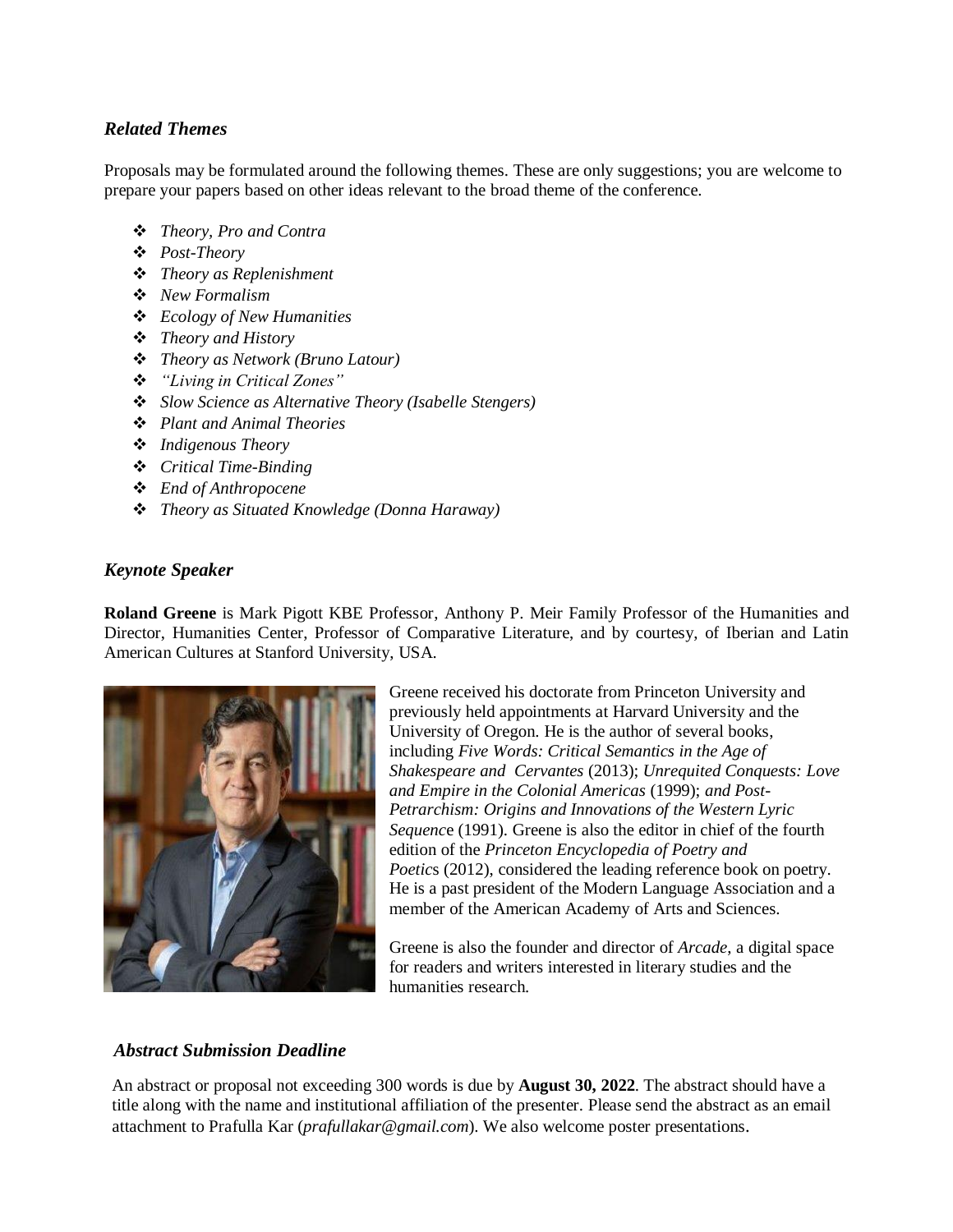### *Related Themes*

Proposals may be formulated around the following themes. These are only suggestions; you are welcome to prepare your papers based on other ideas relevant to the broad theme of the conference.

- *Theory, Pro and Contra*
- *Post-Theory*
- *Theory as Replenishment*
- *New Formalism*
- *Ecology of New Humanities*
- *Theory and History*
- *Theory as Network (Bruno Latour)*
- *"Living in Critical Zones"*
- *Slow Science as Alternative Theory (Isabelle Stengers)*
- *Plant and Animal Theories*
- *Indigenous Theory*
- *Critical Time-Binding*
- *End of Anthropocene*
- *Theory as Situated Knowledge (Donna Haraway)*

### *Keynote Speaker*

**Roland Greene** is Mark Pigott KBE Professor, Anthony P. Meir Family Professor of the Humanities and Director, Humanities Center, Professor of Comparative Literature, and by courtesy, of Iberian and Latin American Cultures at Stanford University, USA.

Greene received his doctorate from Princeton University and previously held appointments at Harvard University and the University of Oregon. He is the author of several books, including *Five Words: Critical Semantics in the Age of Shakespeare and Cervantes* (2013); *Unrequited Conquests: Love and Empire in the Colonial Americas* (1999); *and Post-Petrarchism: Origins and Innovations of the Western Lyric Sequence* (1991). Greene is also the editor in chief of the fourth edition of the *Princeton Encyclopedia of Poetry and Poetics* (2012), considered the leading reference book on poetry. He is a past president of the Modern Language Association and a member of the American Academy of Arts and Sciences.

Greene is also the founder and director of *Arcade*, a digital space for readers and writers interested in literary studies and the humanities research.

### *Abstract Submission Deadline*

An abstract or proposal not exceeding 300 words is due by **August 30, 2022**. The abstract should have a title along with the name and institutional affiliation of the presenter. Please send the abstract as an email attachment to Prafulla Kar (*prafullakar@gmail.com*). We also welcome poster presentations.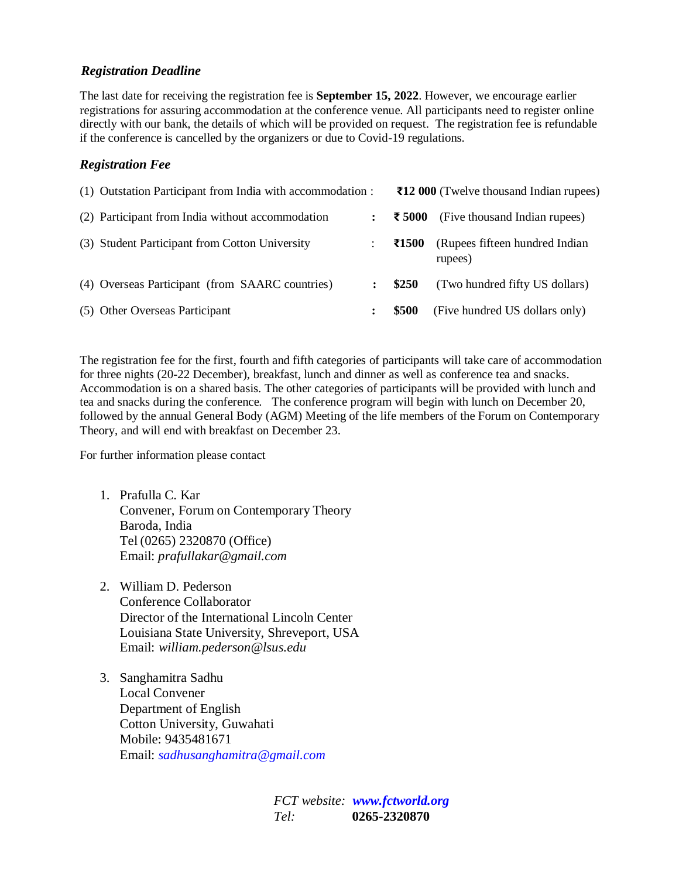### *Registration Deadline*

The last date for receiving the registration fee is **September 15, 2022**. However, we encourage earlier registrations for assuring accommodation at the conference venue. All participants need to register online directly with our bank, the details of which will be provided on request. The registration fee is refundable if the conference is cancelled by the organizers or due to Covid-19 regulations.

### *Registration Fee*

| | | | |
|---|---|---|---|
| (1) Outstation Participant from India with accommodation | : | **₹12 000** | (Twelve thousand Indian rupees) |
| (2) Participant from India without accommodation | : | **₹ 5000** | (Five thousand Indian rupees) |
| (3) Student Participant from Cotton University | : | **₹1500** | (Rupees fifteen hundred Indian rupees) |
| (4) Overseas Participant (from SAARC countries) | : | **$250** | (Two hundred fifty US dollars) |
| (5) Other Overseas Participant | : | **$500** | (Five hundred US dollars only) |

The registration fee for the first, fourth and fifth categories of participants will take care of accommodation for three nights (20-22 December), breakfast, lunch and dinner as well as conference tea and snacks. Accommodation is on a shared basis. The other categories of participants will be provided with lunch and tea and snacks during the conference. The conference program will begin with lunch on December 20, followed by the annual General Body (AGM) Meeting of the life members of the Forum on Contemporary Theory, and will end with breakfast on December 23.

For further information please contact

1. Prafulla C. Kar  
   Convener, Forum on Contemporary Theory  
   Baroda, India  
   Tel (0265) 2320870 (Office)  
   Email: *prafullakar@gmail.com*

2. William D. Pederson  
   Conference Collaborator  
   Director of the International Lincoln Center  
   Louisiana State University, Shreveport, USA  
   Email: *william.pederson@lsus.edu*

3. Sanghamitra Sadhu  
   Local Convener  
   Department of English  
   Cotton University, Guwahati  
   Mobile: 9435481671  
   Email: *sadhusanghamitra@gmail.com*

*FCT website:* ***www.fctworld.org***  
*Tel:* **0265-2320870**